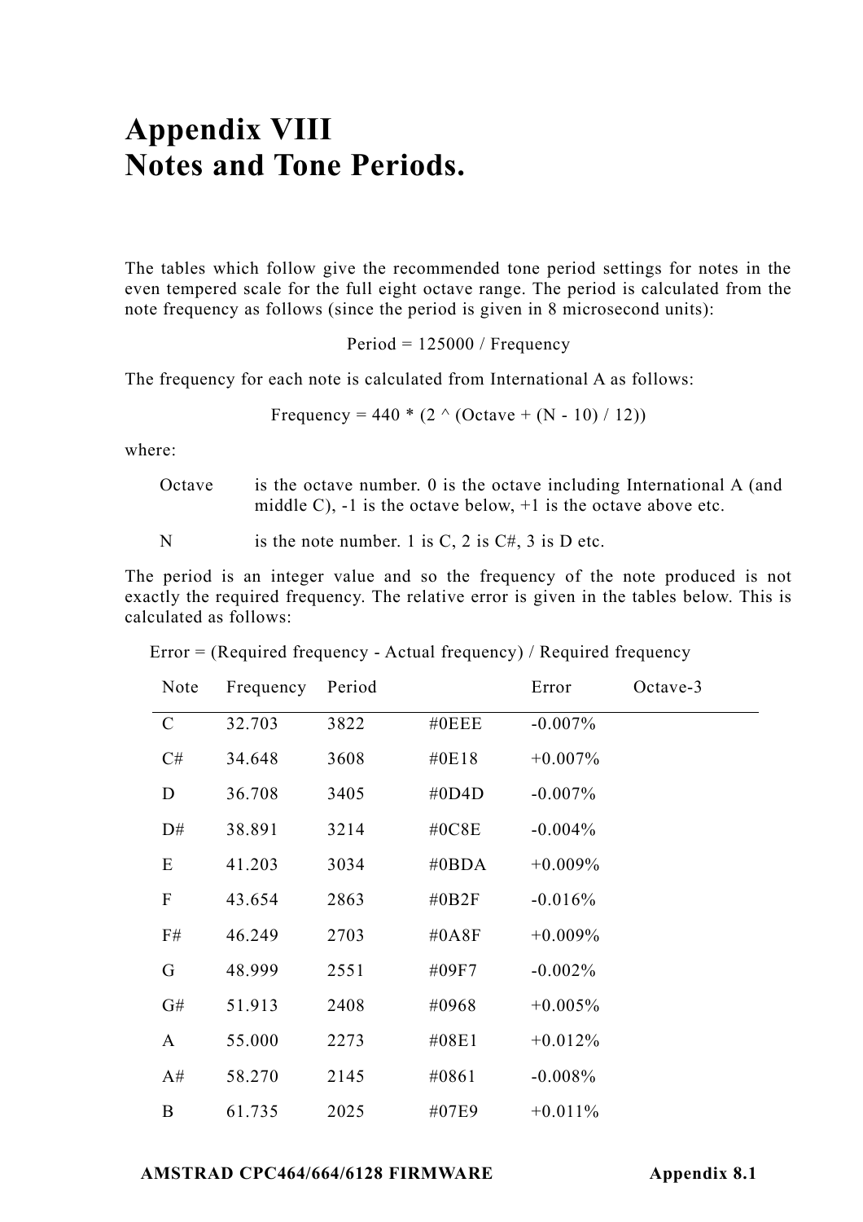# Appendix VIII
# Notes and Tone Periods.

The tables which follow give the recommended tone period settings for notes in the even tempered scale for the full eight octave range. The period is calculated from the note frequency as follows (since the period is given in 8 microsecond units):

$$\text{Period} = 125000 / \text{Frequency}$$

The frequency for each note is calculated from International A as follows:

$$\text{Frequency} = 440 * (2 \wedge (\text{Octave} + (N - 10) / 12))$$

where:

- **Octave** is the octave number. 0 is the octave including International A (and middle C), -1 is the octave below, +1 is the octave above etc.
- **N** is the note number. 1 is C, 2 is C#, 3 is D etc.

The period is an integer value and so the frequency of the note produced is not exactly the required frequency. The relative error is given in the tables below. This is calculated as follows:

Error = (Required frequency - Actual frequency) / Required frequency

| Note | Frequency | Period | | Error | Octave-3 |
|---|---|---|---|---|---|
| C | 32.703 | 3822 | #0EEE | -0.007% | |
| C# | 34.648 | 3608 | #0E18 | +0.007% | |
| D | 36.708 | 3405 | #0D4D | -0.007% | |
| D# | 38.891 | 3214 | #0C8E | -0.004% | |
| E | 41.203 | 3034 | #0BDA | +0.009% | |
| F | 43.654 | 2863 | #0B2F | -0.016% | |
| F# | 46.249 | 2703 | #0A8F | +0.009% | |
| G | 48.999 | 2551 | #09F7 | -0.002% | |
| G# | 51.913 | 2408 | #0968 | +0.005% | |
| A | 55.000 | 2273 | #08E1 | +0.012% | |
| A# | 58.270 | 2145 | #0861 | -0.008% | |
| B | 61.735 | 2025 | #07E9 | +0.011% | |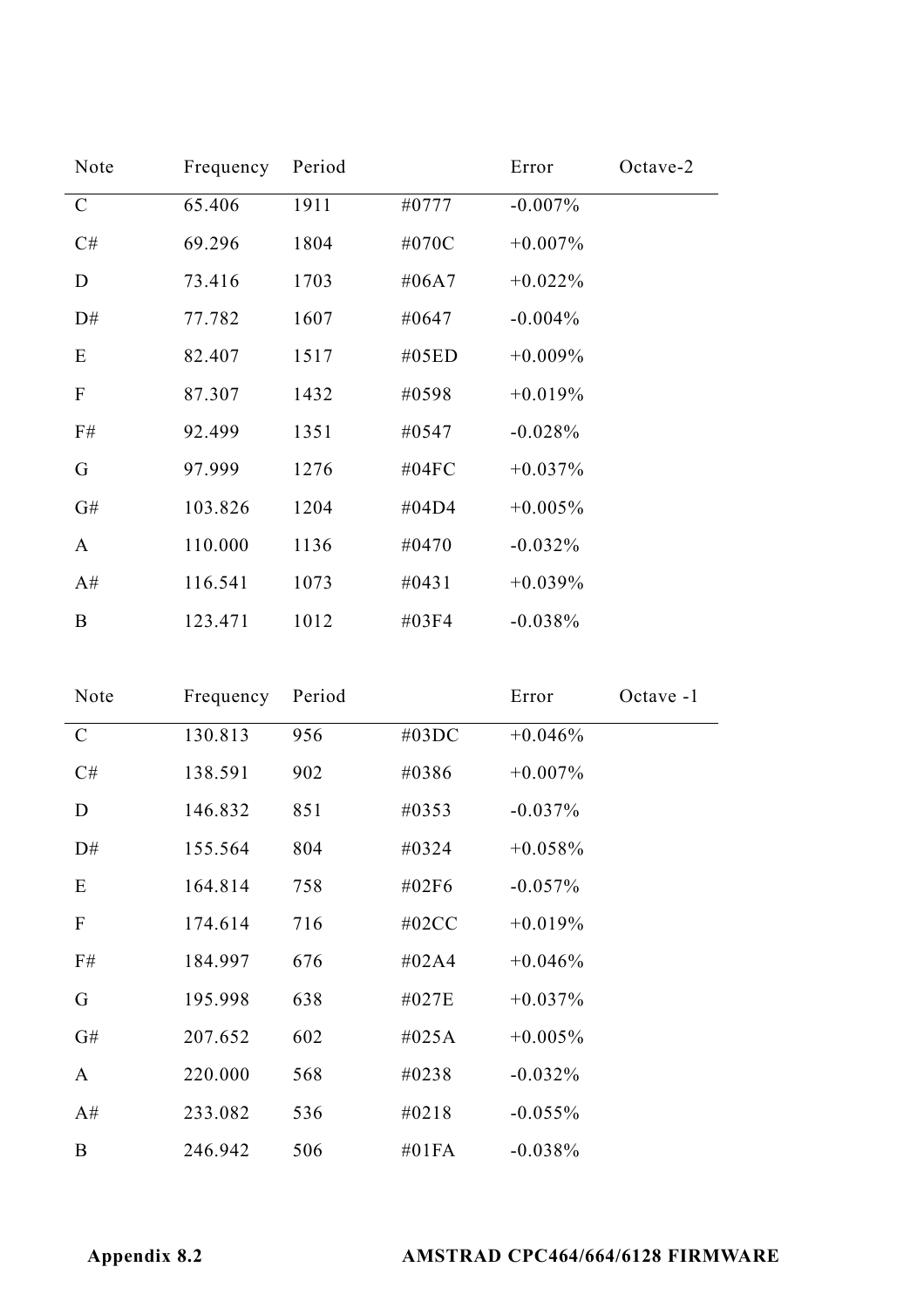| Note | Frequency | Period | | Error | Octave-2 |
|---|---|---|---|---|---|
| C | 65.406 | 1911 | #0777 | -0.007% | |
| C# | 69.296 | 1804 | #070C | +0.007% | |
| D | 73.416 | 1703 | #06A7 | +0.022% | |
| D# | 77.782 | 1607 | #0647 | -0.004% | |
| E | 82.407 | 1517 | #05ED | +0.009% | |
| F | 87.307 | 1432 | #0598 | +0.019% | |
| F# | 92.499 | 1351 | #0547 | -0.028% | |
| G | 97.999 | 1276 | #04FC | +0.037% | |
| G# | 103.826 | 1204 | #04D4 | +0.005% | |
| A | 110.000 | 1136 | #0470 | -0.032% | |
| A# | 116.541 | 1073 | #0431 | +0.039% | |
| B | 123.471 | 1012 | #03F4 | -0.038% | |

| Note | Frequency | Period | | Error | Octave -1 |
|---|---|---|---|---|---|
| C | 130.813 | 956 | #03DC | +0.046% | |
| C# | 138.591 | 902 | #0386 | +0.007% | |
| D | 146.832 | 851 | #0353 | -0.037% | |
| D# | 155.564 | 804 | #0324 | +0.058% | |
| E | 164.814 | 758 | #02F6 | -0.057% | |
| F | 174.614 | 716 | #02CC | +0.019% | |
| F# | 184.997 | 676 | #02A4 | +0.046% | |
| G | 195.998 | 638 | #027E | +0.037% | |
| G# | 207.652 | 602 | #025A | +0.005% | |
| A | 220.000 | 568 | #0238 | -0.032% | |
| A# | 233.082 | 536 | #0218 | -0.055% | |
| B | 246.942 | 506 | #01FA | -0.038% | |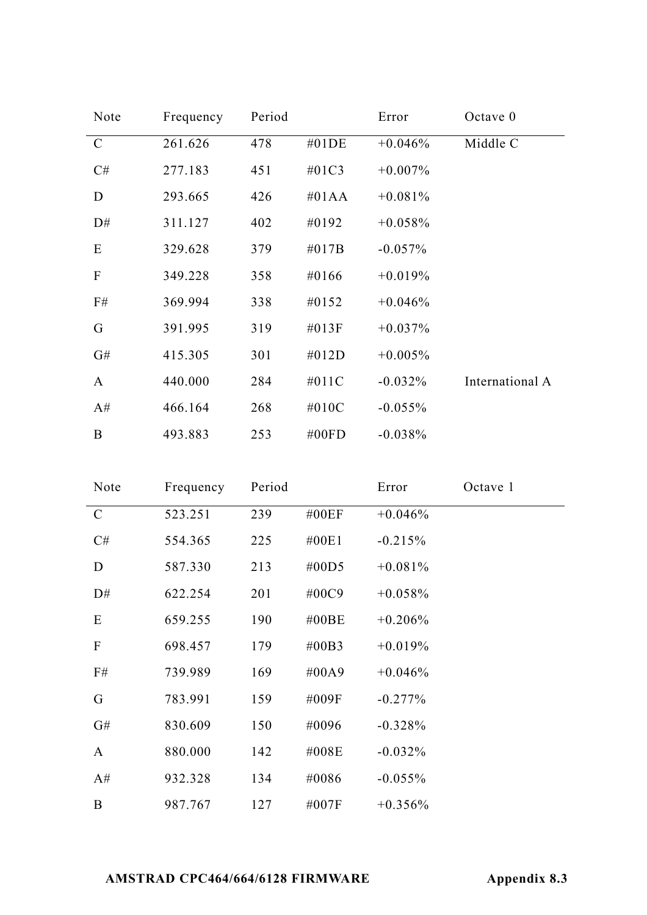| Note | Frequency | Period | | Error | Octave 0 |
|---|---|---|---|---|---|
| C | 261.626 | 478 | #01DE | +0.046% | Middle C |
| C# | 277.183 | 451 | #01C3 | +0.007% | |
| D | 293.665 | 426 | #01AA | +0.081% | |
| D# | 311.127 | 402 | #0192 | +0.058% | |
| E | 329.628 | 379 | #017B | -0.057% | |
| F | 349.228 | 358 | #0166 | +0.019% | |
| F# | 369.994 | 338 | #0152 | +0.046% | |
| G | 391.995 | 319 | #013F | +0.037% | |
| G# | 415.305 | 301 | #012D | +0.005% | |
| A | 440.000 | 284 | #011C | -0.032% | International A |
| A# | 466.164 | 268 | #010C | -0.055% | |
| B | 493.883 | 253 | #00FD | -0.038% | |

| Note | Frequency | Period | | Error | Octave 1 |
|---|---|---|---|---|---|
| C | 523.251 | 239 | #00EF | +0.046% | |
| C# | 554.365 | 225 | #00E1 | -0.215% | |
| D | 587.330 | 213 | #00D5 | +0.081% | |
| D# | 622.254 | 201 | #00C9 | +0.058% | |
| E | 659.255 | 190 | #00BE | +0.206% | |
| F | 698.457 | 179 | #00B3 | +0.019% | |
| F# | 739.989 | 169 | #00A9 | +0.046% | |
| G | 783.991 | 159 | #009F | -0.277% | |
| G# | 830.609 | 150 | #0096 | -0.328% | |
| A | 880.000 | 142 | #008E | -0.032% | |
| A# | 932.328 | 134 | #0086 | -0.055% | |
| B | 987.767 | 127 | #007F | +0.356% | |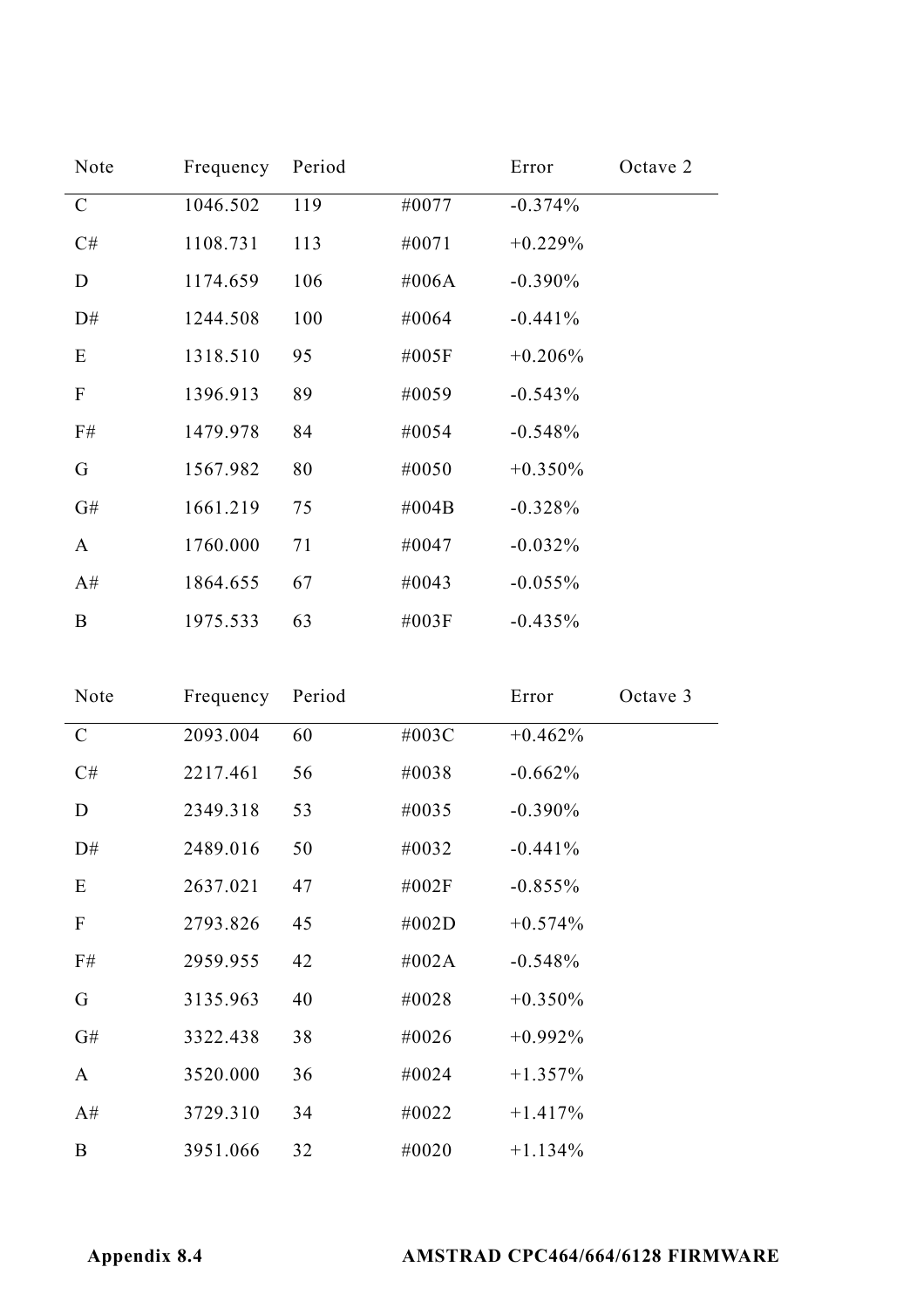| Note | Frequency | Period | | Error | Octave 2 |
|---|---|---|---|---|---|
| C | 1046.502 | 119 | #0077 | -0.374% | |
| C# | 1108.731 | 113 | #0071 | +0.229% | |
| D | 1174.659 | 106 | #006A | -0.390% | |
| D# | 1244.508 | 100 | #0064 | -0.441% | |
| E | 1318.510 | 95 | #005F | +0.206% | |
| F | 1396.913 | 89 | #0059 | -0.543% | |
| F# | 1479.978 | 84 | #0054 | -0.548% | |
| G | 1567.982 | 80 | #0050 | +0.350% | |
| G# | 1661.219 | 75 | #004B | -0.328% | |
| A | 1760.000 | 71 | #0047 | -0.032% | |
| A# | 1864.655 | 67 | #0043 | -0.055% | |
| B | 1975.533 | 63 | #003F | -0.435% | |

| Note | Frequency | Period | | Error | Octave 3 |
|---|---|---|---|---|---|
| C | 2093.004 | 60 | #003C | +0.462% | |
| C# | 2217.461 | 56 | #0038 | -0.662% | |
| D | 2349.318 | 53 | #0035 | -0.390% | |
| D# | 2489.016 | 50 | #0032 | -0.441% | |
| E | 2637.021 | 47 | #002F | -0.855% | |
| F | 2793.826 | 45 | #002D | +0.574% | |
| F# | 2959.955 | 42 | #002A | -0.548% | |
| G | 3135.963 | 40 | #0028 | +0.350% | |
| G# | 3322.438 | 38 | #0026 | +0.992% | |
| A | 3520.000 | 36 | #0024 | +1.357% | |
| A# | 3729.310 | 34 | #0022 | +1.417% | |
| B | 3951.066 | 32 | #0020 | +1.134% | |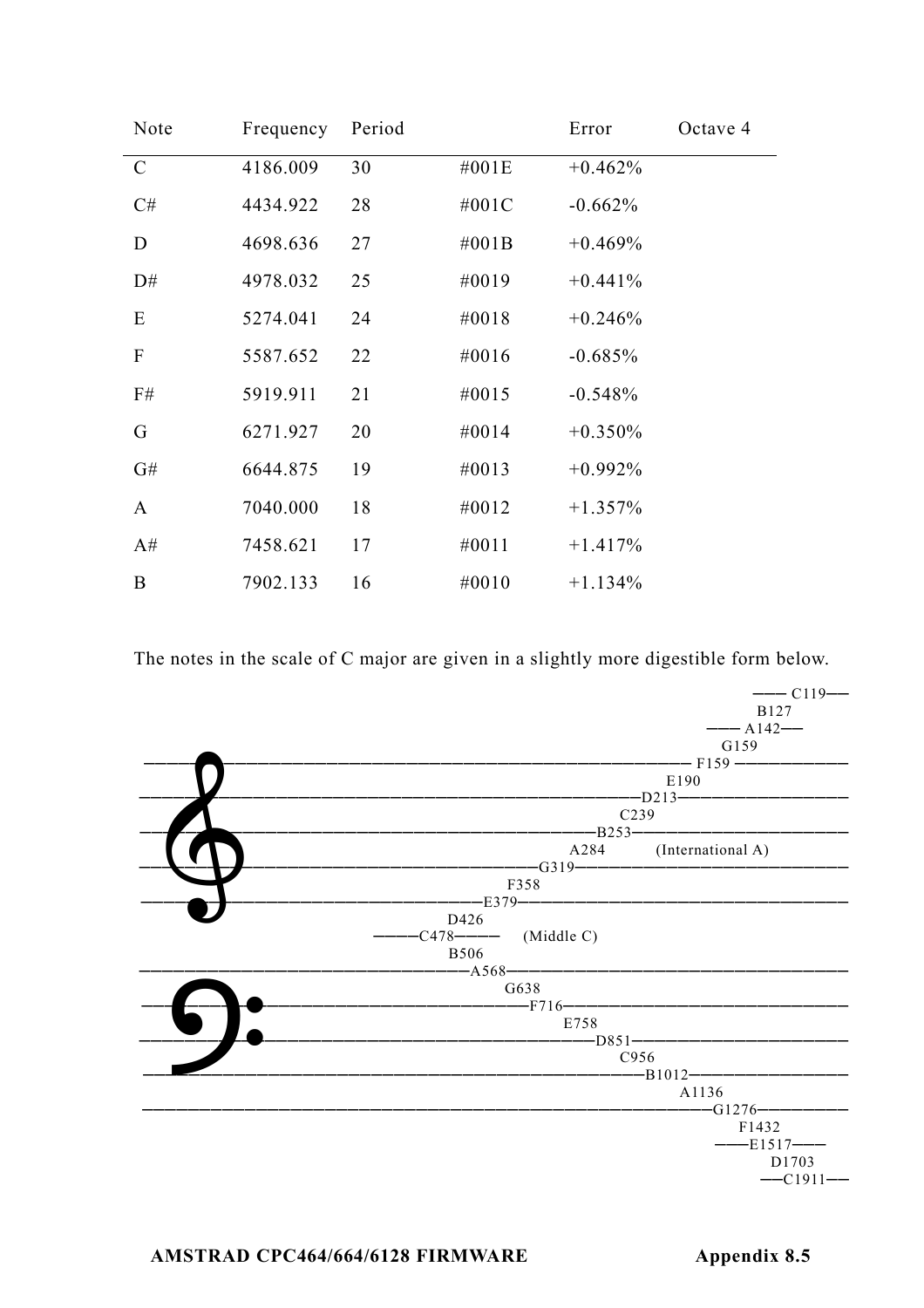| Note | Frequency | Period | | Error | Octave 4 |
|---|---|---|---|---|---|
| C | 4186.009 | 30 | #001E | +0.462% | |
| C# | 4434.922 | 28 | #001C | -0.662% | |
| D | 4698.636 | 27 | #001B | +0.469% | |
| D# | 4978.032 | 25 | #0019 | +0.441% | |
| E | 5274.041 | 24 | #0018 | +0.246% | |
| F | 5587.652 | 22 | #0016 | -0.685% | |
| F# | 5919.911 | 21 | #0015 | -0.548% | |
| G | 6271.927 | 20 | #0014 | +0.350% | |
| G# | 6644.875 | 19 | #0013 | +0.992% | |
| A | 7040.000 | 18 | #0012 | +1.357% | |
| A# | 7458.621 | 17 | #0011 | +1.417% | |
| B | 7902.133 | 16 | #0010 | +1.134% | |

The notes in the scale of C major are given in a slightly more digestible form below.

C119
B127
A142
G159
F159
E190
D213
C239
B253
A284 (International A)
G319
F358
E379
D426
C478 (Middle C)
B506
A568
G638
F716
E758
D851
C956
B1012
A1136
G1276
F1432
E1517
D1703
C1911